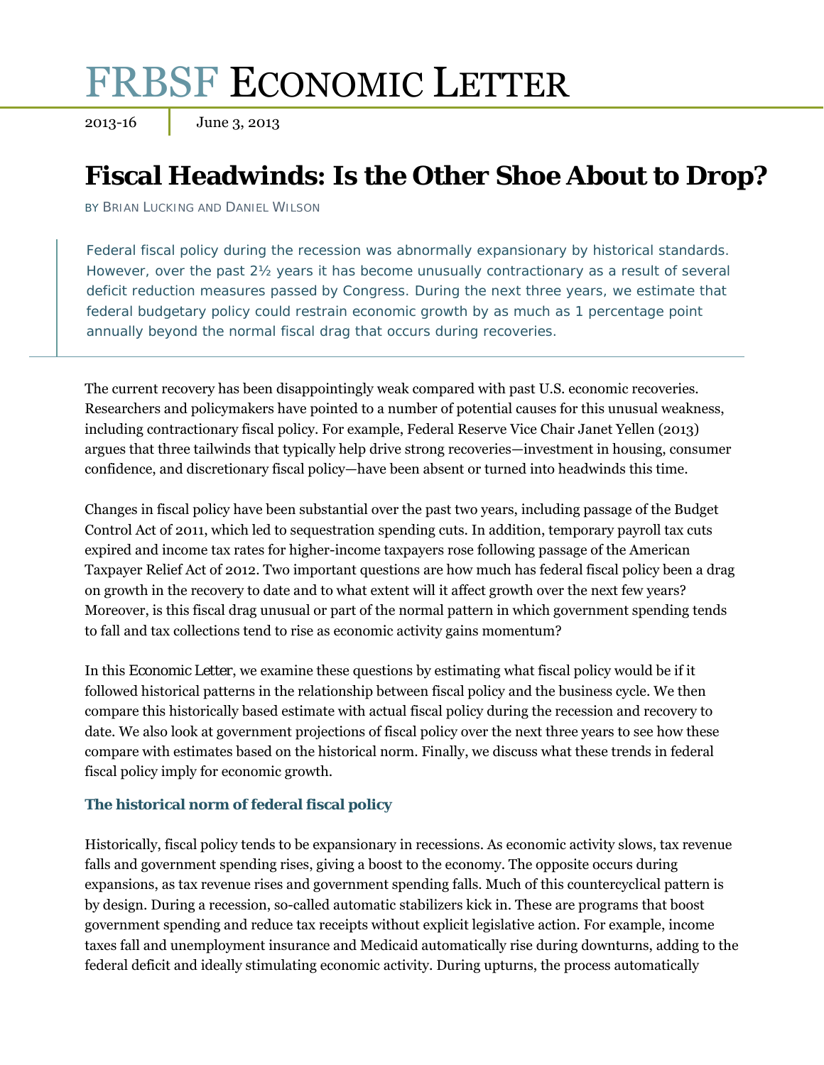# FRBSF ECONOMIC LETTER

2013-16 | June 3, 2013

## Fiscal Headwinds: Is the Other Shoe About to Drop?

BY BRIAN LUCKING AND DANIEL WILSON

> Federal fiscal policy during the recession was abnormally expansionary by historical standards. However, over the past 2½ years it has become unusually contractionary as a result of several deficit reduction measures passed by Congress. During the next three years, we estimate that federal budgetary policy could restrain economic growth by as much as 1 percentage point annually beyond the normal fiscal drag that occurs during recoveries.

The current recovery has been disappointingly weak compared with past U.S. economic recoveries. Researchers and policymakers have pointed to a number of potential causes for this unusual weakness, including contractionary fiscal policy. For example, Federal Reserve Vice Chair Janet Yellen (2013) argues that three tailwinds that typically help drive strong recoveries—investment in housing, consumer confidence, and discretionary fiscal policy—have been absent or turned into headwinds this time.

Changes in fiscal policy have been substantial over the past two years, including passage of the Budget Control Act of 2011, which led to sequestration spending cuts. In addition, temporary payroll tax cuts expired and income tax rates for higher-income taxpayers rose following passage of the American Taxpayer Relief Act of 2012. Two important questions are how much has federal fiscal policy been a drag on growth in the recovery to date and to what extent will it affect growth over the next few years? Moreover, is this fiscal drag unusual or part of the normal pattern in which government spending tends to fall and tax collections tend to rise as economic activity gains momentum?

In this *Economic Letter*, we examine these questions by estimating what fiscal policy would be if it followed historical patterns in the relationship between fiscal policy and the business cycle. We then compare this historically based estimate with actual fiscal policy during the recession and recovery to date. We also look at government projections of fiscal policy over the next three years to see how these compare with estimates based on the historical norm. Finally, we discuss what these trends in federal fiscal policy imply for economic growth.

### The historical norm of federal fiscal policy

Historically, fiscal policy tends to be expansionary in recessions. As economic activity slows, tax revenue falls and government spending rises, giving a boost to the economy. The opposite occurs during expansions, as tax revenue rises and government spending falls. Much of this countercyclical pattern is by design. During a recession, so-called automatic stabilizers kick in. These are programs that boost government spending and reduce tax receipts without explicit legislative action. For example, income taxes fall and unemployment insurance and Medicaid automatically rise during downturns, adding to the federal deficit and ideally stimulating economic activity. During upturns, the process automatically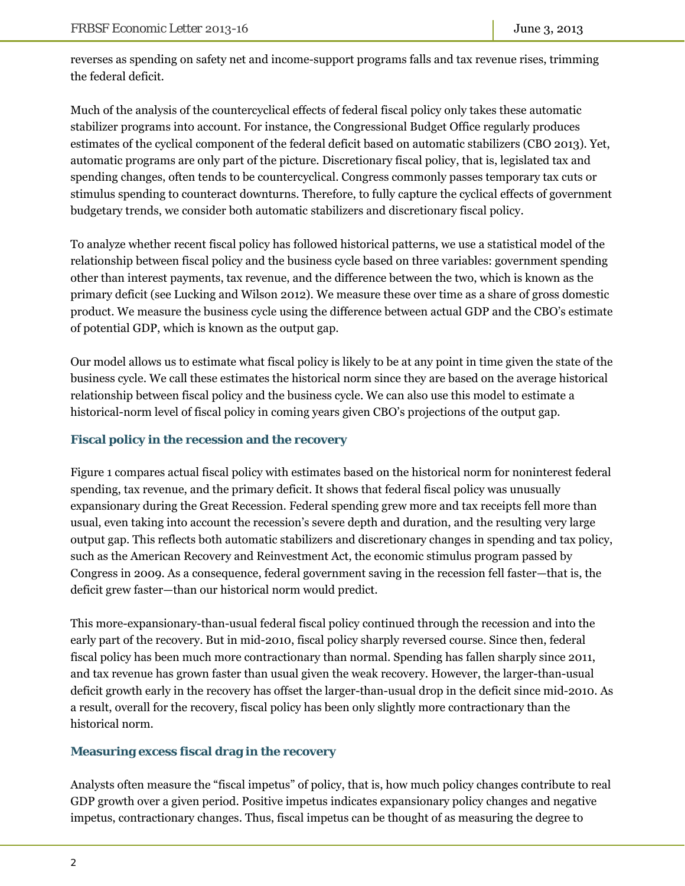reverses as spending on safety net and income-support programs falls and tax revenue rises, trimming the federal deficit.

Much of the analysis of the countercyclical effects of federal fiscal policy only takes these automatic stabilizer programs into account. For instance, the Congressional Budget Office regularly produces estimates of the cyclical component of the federal deficit based on automatic stabilizers (CBO 2013). Yet, automatic programs are only part of the picture. Discretionary fiscal policy, that is, legislated tax and spending changes, often tends to be countercyclical. Congress commonly passes temporary tax cuts or stimulus spending to counteract downturns. Therefore, to fully capture the cyclical effects of government budgetary trends, we consider both automatic stabilizers and discretionary fiscal policy.

To analyze whether recent fiscal policy has followed historical patterns, we use a statistical model of the relationship between fiscal policy and the business cycle based on three variables: government spending other than interest payments, tax revenue, and the difference between the two, which is known as the primary deficit (see Lucking and Wilson 2012). We measure these over time as a share of gross domestic product. We measure the business cycle using the difference between actual GDP and the CBO's estimate of potential GDP, which is known as the output gap.

Our model allows us to estimate what fiscal policy is likely to be at any point in time given the state of the business cycle. We call these estimates the historical norm since they are based on the average historical relationship between fiscal policy and the business cycle. We can also use this model to estimate a historical-norm level of fiscal policy in coming years given CBO's projections of the output gap.

### Fiscal policy in the recession and the recovery

Figure 1 compares actual fiscal policy with estimates based on the historical norm for noninterest federal spending, tax revenue, and the primary deficit. It shows that federal fiscal policy was unusually expansionary during the Great Recession. Federal spending grew more and tax receipts fell more than usual, even taking into account the recession's severe depth and duration, and the resulting very large output gap. This reflects both automatic stabilizers and discretionary changes in spending and tax policy, such as the American Recovery and Reinvestment Act, the economic stimulus program passed by Congress in 2009. As a consequence, federal government saving in the recession fell faster—that is, the deficit grew faster—than our historical norm would predict.

This more-expansionary-than-usual federal fiscal policy continued through the recession and into the early part of the recovery. But in mid-2010, fiscal policy sharply reversed course. Since then, federal fiscal policy has been much more contractionary than normal. Spending has fallen sharply since 2011, and tax revenue has grown faster than usual given the weak recovery. However, the larger-than-usual deficit growth early in the recovery has offset the larger-than-usual drop in the deficit since mid-2010. As a result, overall for the recovery, fiscal policy has been only slightly more contractionary than the historical norm.

### Measuring excess fiscal drag in the recovery

Analysts often measure the "fiscal impetus" of policy, that is, how much policy changes contribute to real GDP growth over a given period. Positive impetus indicates expansionary policy changes and negative impetus, contractionary changes. Thus, fiscal impetus can be thought of as measuring the degree to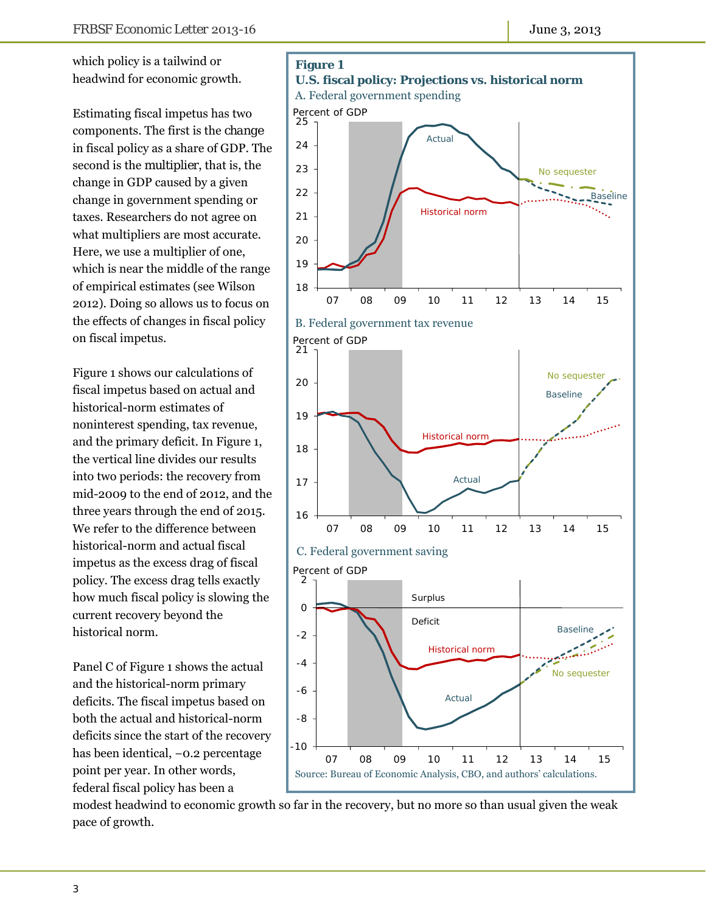which policy is a tailwind or headwind for economic growth.

Estimating fiscal impetus has two components. The first is the *change* in fiscal policy as a share of GDP. The second is the *multiplier*, that is, the change in GDP caused by a given change in government spending or taxes. Researchers do not agree on what multipliers are most accurate. Here, we use a multiplier of one, which is near the middle of the range of empirical estimates (see Wilson 2012). Doing so allows us to focus on the effects of changes in fiscal policy on fiscal impetus.

Figure 1 shows our calculations of fiscal impetus based on actual and historical-norm estimates of noninterest spending, tax revenue, and the primary deficit. In Figure 1, the vertical line divides our results into two periods: the recovery from mid-2009 to the end of 2012, and the three years through the end of 2015. We refer to the difference between historical-norm and actual fiscal impetus as the excess drag of fiscal policy. The excess drag tells exactly how much fiscal policy is slowing the current recovery beyond the historical norm.

Panel C of Figure 1 shows the actual and the historical-norm primary deficits. The fiscal impetus based on both the actual and historical-norm deficits since the start of the recovery has been identical, −0.2 percentage point per year. In other words, federal fiscal policy has been a modest headwind to economic growth so far in the recovery, but no more so than usual given the weak pace of growth.

**Figure 1**
**U.S. fiscal policy: Projections vs. historical norm**

A. Federal government spending

B. Federal government tax revenue

C. Federal government saving

Source: Bureau of Economic Analysis, CBO, and authors' calculations.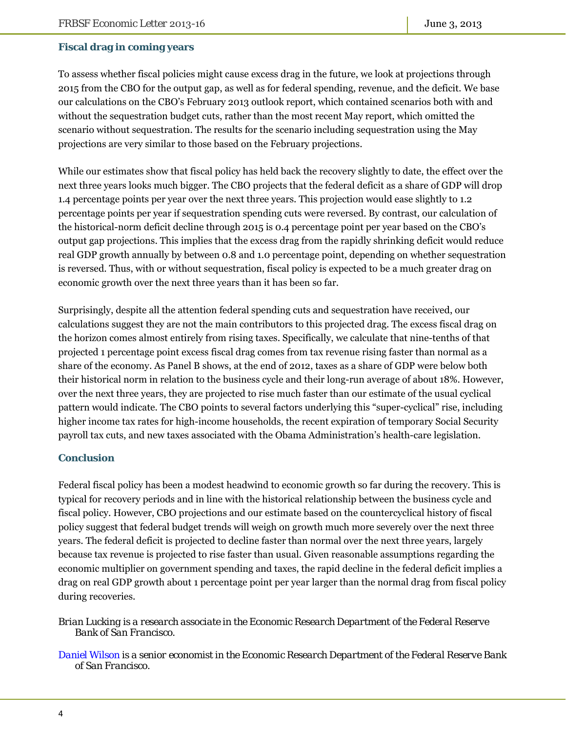## Fiscal drag in coming years

To assess whether fiscal policies might cause excess drag in the future, we look at projections through 2015 from the CBO for the output gap, as well as for federal spending, revenue, and the deficit. We base our calculations on the CBO's February 2013 outlook report, which contained scenarios both with and without the sequestration budget cuts, rather than the most recent May report, which omitted the scenario without sequestration. The results for the scenario including sequestration using the May projections are very similar to those based on the February projections.

While our estimates show that fiscal policy has held back the recovery slightly to date, the effect over the next three years looks much bigger. The CBO projects that the federal deficit as a share of GDP will drop 1.4 percentage points per year over the next three years. This projection would ease slightly to 1.2 percentage points per year if sequestration spending cuts were reversed. By contrast, our calculation of the historical-norm deficit decline through 2015 is 0.4 percentage point per year based on the CBO's output gap projections. This implies that the excess drag from the rapidly shrinking deficit would reduce real GDP growth annually by between 0.8 and 1.0 percentage point, depending on whether sequestration is reversed. Thus, with or without sequestration, fiscal policy is expected to be a much greater drag on economic growth over the next three years than it has been so far.

Surprisingly, despite all the attention federal spending cuts and sequestration have received, our calculations suggest they are not the main contributors to this projected drag. The excess fiscal drag on the horizon comes almost entirely from rising taxes. Specifically, we calculate that nine-tenths of that projected 1 percentage point excess fiscal drag comes from tax revenue rising faster than normal as a share of the economy. As Panel B shows, at the end of 2012, taxes as a share of GDP were below both their historical norm in relation to the business cycle and their long-run average of about 18%. However, over the next three years, they are projected to rise much faster than our estimate of the usual cyclical pattern would indicate. The CBO points to several factors underlying this "super-cyclical" rise, including higher income tax rates for high-income households, the recent expiration of temporary Social Security payroll tax cuts, and new taxes associated with the Obama Administration's health-care legislation.

## Conclusion

Federal fiscal policy has been a modest headwind to economic growth so far during the recovery. This is typical for recovery periods and in line with the historical relationship between the business cycle and fiscal policy. However, CBO projections and our estimate based on the countercyclical history of fiscal policy suggest that federal budget trends will weigh on growth much more severely over the next three years. The federal deficit is projected to decline faster than normal over the next three years, largely because tax revenue is projected to rise faster than usual. Given reasonable assumptions regarding the economic multiplier on government spending and taxes, the rapid decline in the federal deficit implies a drag on real GDP growth about 1 percentage point per year larger than the normal drag from fiscal policy during recoveries.

*Brian Lucking is a research associate in the Economic Research Department of the Federal Reserve Bank of San Francisco.*

*Daniel Wilson is a senior economist in the Economic Research Department of the Federal Reserve Bank of San Francisco.*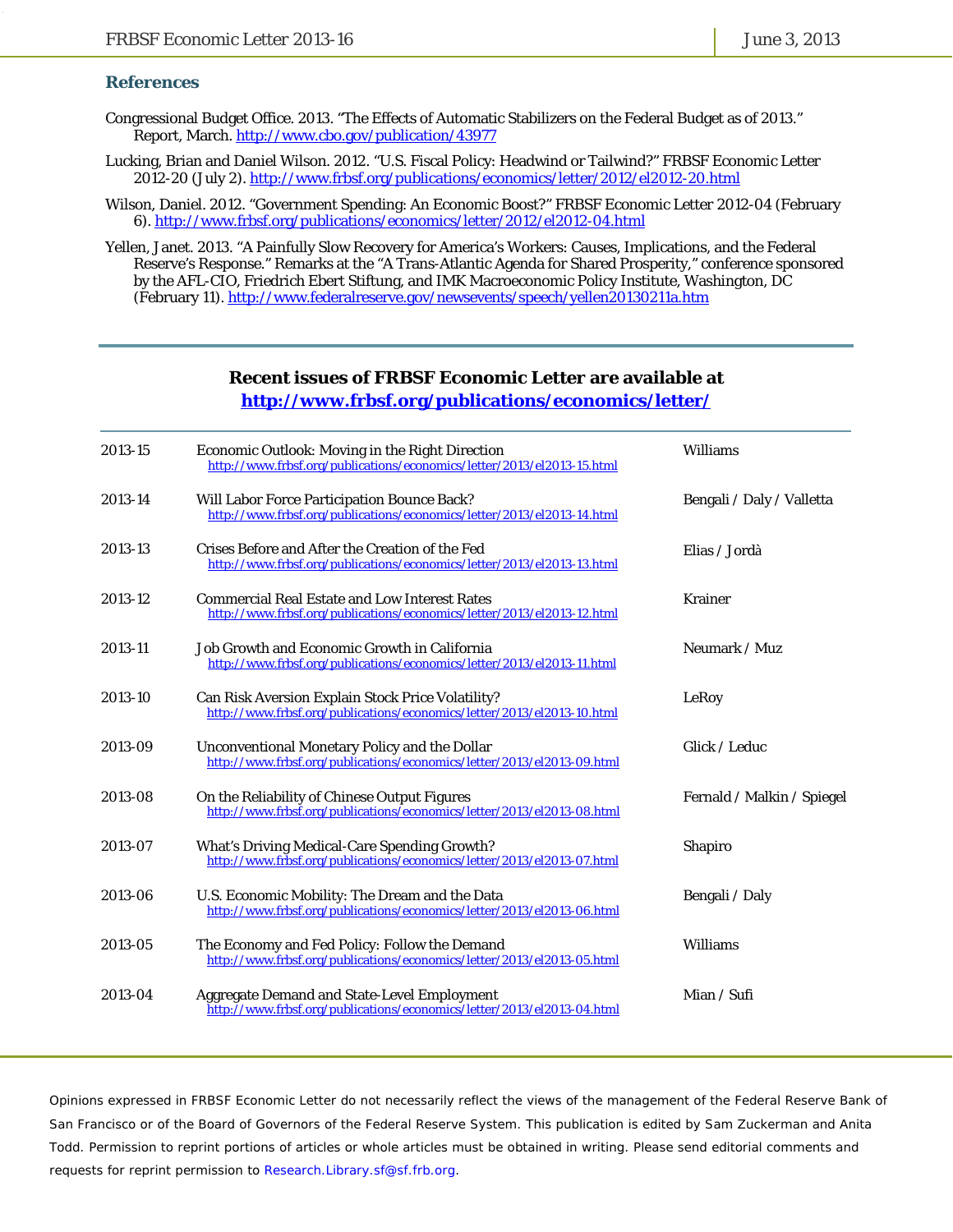## References

Congressional Budget Office. 2013. "The Effects of Automatic Stabilizers on the Federal Budget as of 2013." Report, March. http://www.cbo.gov/publication/43977

Lucking, Brian and Daniel Wilson. 2012. "U.S. Fiscal Policy: Headwind or Tailwind?" FRBSF Economic Letter 2012-20 (July 2). http://www.frbsf.org/publications/economics/letter/2012/el2012-20.html

Wilson, Daniel. 2012. "Government Spending: An Economic Boost?" FRBSF Economic Letter 2012-04 (February 6). http://www.frbsf.org/publications/economics/letter/2012/el2012-04.html

Yellen, Janet. 2013. "A Painfully Slow Recovery for America's Workers: Causes, Implications, and the Federal Reserve's Response." Remarks at the "A Trans-Atlantic Agenda for Shared Prosperity," conference sponsored by the AFL-CIO, Friedrich Ebert Stiftung, and IMK Macroeconomic Policy Institute, Washington, DC (February 11). http://www.federalreserve.gov/newsevents/speech/yellen20130211a.htm

**Recent issues of FRBSF Economic Letter are available at**
**http://www.frbsf.org/publications/economics/letter/**

| | | |
|---|---|---|
| 2013-15 | Economic Outlook: Moving in the Right Direction http://www.frbsf.org/publications/economics/letter/2013/el2013-15.html | Williams |
| 2013-14 | Will Labor Force Participation Bounce Back? http://www.frbsf.org/publications/economics/letter/2013/el2013-14.html | Bengali / Daly / Valletta |
| 2013-13 | Crises Before and After the Creation of the Fed http://www.frbsf.org/publications/economics/letter/2013/el2013-13.html | Elias / Jordà |
| 2013-12 | Commercial Real Estate and Low Interest Rates http://www.frbsf.org/publications/economics/letter/2013/el2013-12.html | Krainer |
| 2013-11 | Job Growth and Economic Growth in California http://www.frbsf.org/publications/economics/letter/2013/el2013-11.html | Neumark / Muz |
| 2013-10 | Can Risk Aversion Explain Stock Price Volatility? http://www.frbsf.org/publications/economics/letter/2013/el2013-10.html | LeRoy |
| 2013-09 | Unconventional Monetary Policy and the Dollar http://www.frbsf.org/publications/economics/letter/2013/el2013-09.html | Glick / Leduc |
| 2013-08 | On the Reliability of Chinese Output Figures http://www.frbsf.org/publications/economics/letter/2013/el2013-08.html | Fernald / Malkin / Spiegel |
| 2013-07 | What's Driving Medical-Care Spending Growth? http://www.frbsf.org/publications/economics/letter/2013/el2013-07.html | Shapiro |
| 2013-06 | U.S. Economic Mobility: The Dream and the Data http://www.frbsf.org/publications/economics/letter/2013/el2013-06.html | Bengali / Daly |
| 2013-05 | The Economy and Fed Policy: Follow the Demand http://www.frbsf.org/publications/economics/letter/2013/el2013-05.html | Williams |
| 2013-04 | Aggregate Demand and State-Level Employment http://www.frbsf.org/publications/economics/letter/2013/el2013-04.html | Mian / Sufi |

Opinions expressed in FRBSF Economic Letter do not necessarily reflect the views of the management of the Federal Reserve Bank of San Francisco or of the Board of Governors of the Federal Reserve System. This publication is edited by Sam Zuckerman and Anita Todd. Permission to reprint portions of articles or whole articles must be obtained in writing. Please send editorial comments and requests for reprint permission to Research.Library.sf@sf.frb.org.